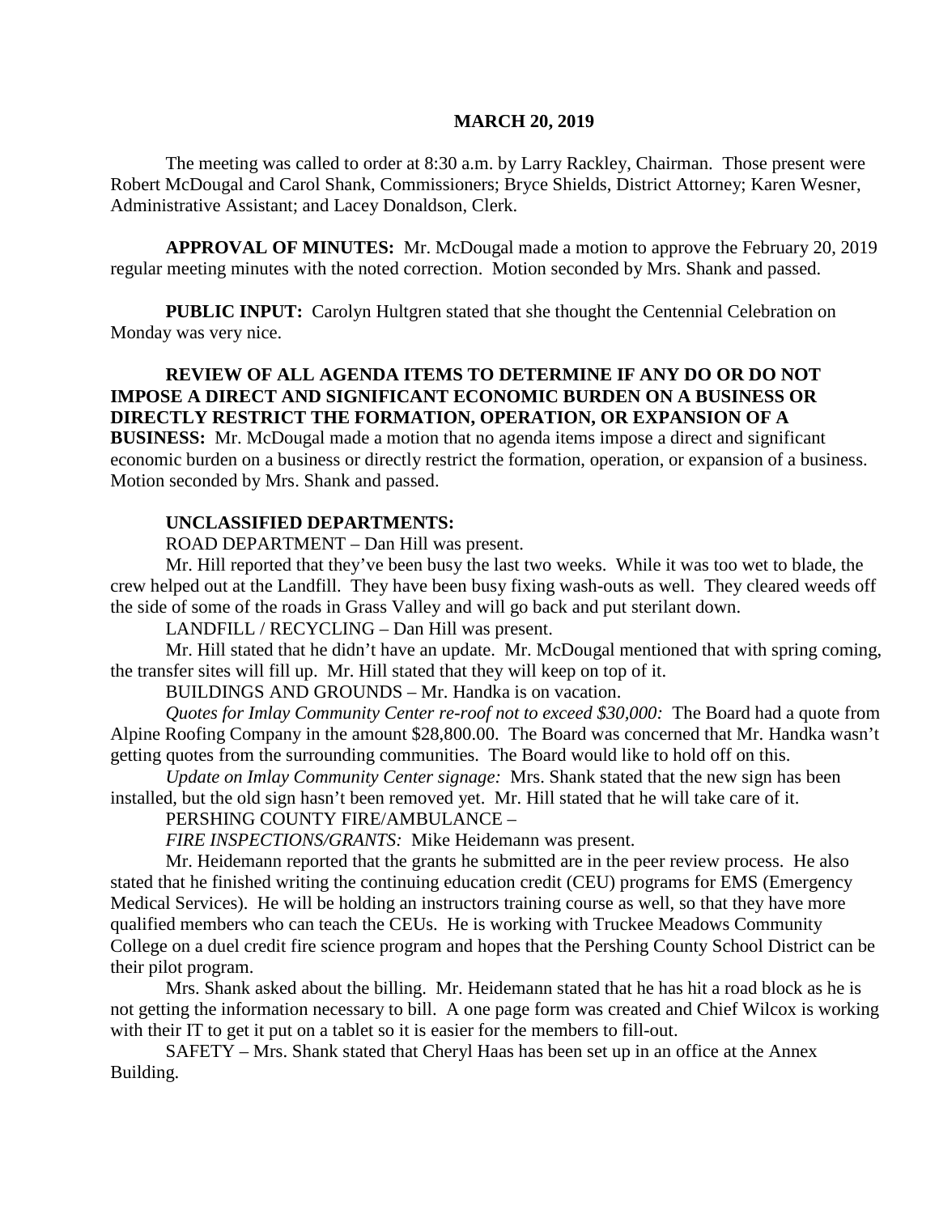**MARCH 20, 2019**

The meeting was called to order at 8:30 a.m. by Larry Rackley, Chairman. Those present were Robert McDougal and Carol Shank, Commissioners; Bryce Shields, District Attorney; Karen Wesner, Administrative Assistant; and Lacey Donaldson, Clerk.

**APPROVAL OF MINUTES:** Mr. McDougal made a motion to approve the February 20, 2019 regular meeting minutes with the noted correction. Motion seconded by Mrs. Shank and passed.

**PUBLIC INPUT:** Carolyn Hultgren stated that she thought the Centennial Celebration on Monday was very nice.

**REVIEW OF ALL AGENDA ITEMS TO DETERMINE IF ANY DO OR DO NOT IMPOSE A DIRECT AND SIGNIFICANT ECONOMIC BURDEN ON A BUSINESS OR DIRECTLY RESTRICT THE FORMATION, OPERATION, OR EXPANSION OF A BUSINESS:** Mr. McDougal made a motion that no agenda items impose a direct and significant economic burden on a business or directly restrict the formation, operation, or expansion of a business. Motion seconded by Mrs. Shank and passed.

**UNCLASSIFIED DEPARTMENTS:**

ROAD DEPARTMENT – Dan Hill was present.

Mr. Hill reported that they've been busy the last two weeks. While it was too wet to blade, the crew helped out at the Landfill. They have been busy fixing wash-outs as well. They cleared weeds off the side of some of the roads in Grass Valley and will go back and put sterilant down.

LANDFILL / RECYCLING – Dan Hill was present.

Mr. Hill stated that he didn't have an update. Mr. McDougal mentioned that with spring coming, the transfer sites will fill up. Mr. Hill stated that they will keep on top of it.

BUILDINGS AND GROUNDS – Mr. Handka is on vacation.

*Quotes for Imlay Community Center re-roof not to exceed $30,000:* The Board had a quote from Alpine Roofing Company in the amount $28,800.00. The Board was concerned that Mr. Handka wasn't getting quotes from the surrounding communities. The Board would like to hold off on this.

*Update on Imlay Community Center signage:* Mrs. Shank stated that the new sign has been installed, but the old sign hasn't been removed yet. Mr. Hill stated that he will take care of it.

PERSHING COUNTY FIRE/AMBULANCE –

*FIRE INSPECTIONS/GRANTS:* Mike Heidemann was present.

Mr. Heidemann reported that the grants he submitted are in the peer review process. He also stated that he finished writing the continuing education credit (CEU) programs for EMS (Emergency Medical Services). He will be holding an instructors training course as well, so that they have more qualified members who can teach the CEUs. He is working with Truckee Meadows Community College on a duel credit fire science program and hopes that the Pershing County School District can be their pilot program.

Mrs. Shank asked about the billing. Mr. Heidemann stated that he has hit a road block as he is not getting the information necessary to bill. A one page form was created and Chief Wilcox is working with their IT to get it put on a tablet so it is easier for the members to fill-out.

SAFETY – Mrs. Shank stated that Cheryl Haas has been set up in an office at the Annex Building.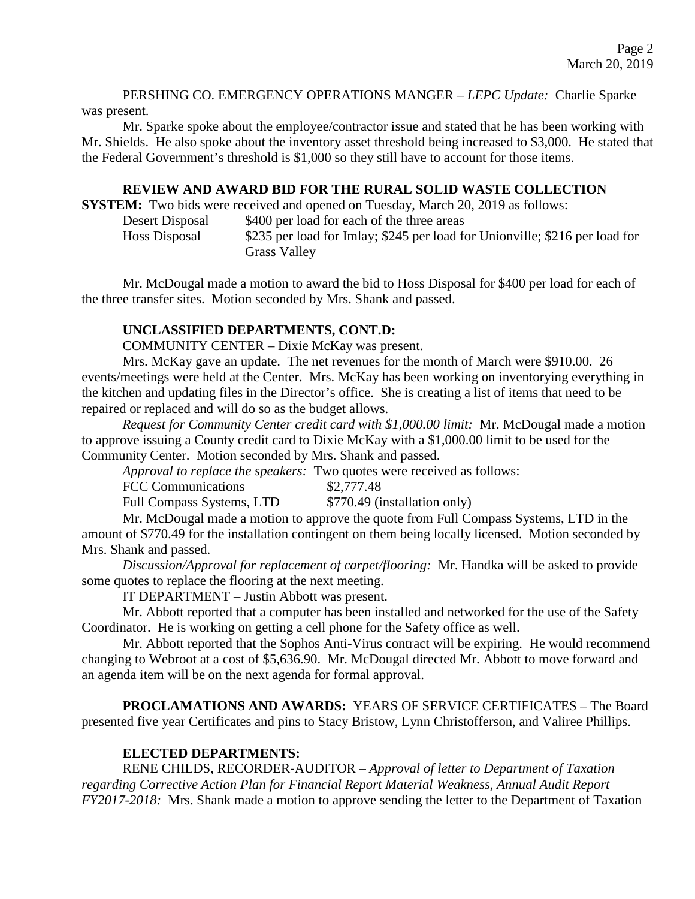PERSHING CO. EMERGENCY OPERATIONS MANGER – *LEPC Update:* Charlie Sparke was present.

Mr. Sparke spoke about the employee/contractor issue and stated that he has been working with Mr. Shields. He also spoke about the inventory asset threshold being increased to $3,000. He stated that the Federal Government's threshold is $1,000 so they still have to account for those items.

**REVIEW AND AWARD BID FOR THE RURAL SOLID WASTE COLLECTION SYSTEM:** Two bids were received and opened on Tuesday, March 20, 2019 as follows:

| | |
|---|---|
| Desert Disposal | $400 per load for each of the three areas |
| Hoss Disposal | $235 per load for Imlay; $245 per load for Unionville; $216 per load for Grass Valley |

Mr. McDougal made a motion to award the bid to Hoss Disposal for $400 per load for each of the three transfer sites. Motion seconded by Mrs. Shank and passed.

**UNCLASSIFIED DEPARTMENTS, CONT.D:**

COMMUNITY CENTER – Dixie McKay was present.

Mrs. McKay gave an update. The net revenues for the month of March were $910.00. 26 events/meetings were held at the Center. Mrs. McKay has been working on inventorying everything in the kitchen and updating files in the Director's office. She is creating a list of items that need to be repaired or replaced and will do so as the budget allows.

*Request for Community Center credit card with $1,000.00 limit:* Mr. McDougal made a motion to approve issuing a County credit card to Dixie McKay with a $1,000.00 limit to be used for the Community Center. Motion seconded by Mrs. Shank and passed.

*Approval to replace the speakers:* Two quotes were received as follows:

| | |
|---|---|
| FCC Communications | $2,777.48 |
| Full Compass Systems, LTD | $770.49 (installation only) |

Mr. McDougal made a motion to approve the quote from Full Compass Systems, LTD in the amount of $770.49 for the installation contingent on them being locally licensed. Motion seconded by Mrs. Shank and passed.

*Discussion/Approval for replacement of carpet/flooring:* Mr. Handka will be asked to provide some quotes to replace the flooring at the next meeting.

IT DEPARTMENT – Justin Abbott was present.

Mr. Abbott reported that a computer has been installed and networked for the use of the Safety Coordinator. He is working on getting a cell phone for the Safety office as well.

Mr. Abbott reported that the Sophos Anti-Virus contract will be expiring. He would recommend changing to Webroot at a cost of $5,636.90. Mr. McDougal directed Mr. Abbott to move forward and an agenda item will be on the next agenda for formal approval.

**PROCLAMATIONS AND AWARDS:** YEARS OF SERVICE CERTIFICATES – The Board presented five year Certificates and pins to Stacy Bristow, Lynn Christofferson, and Valiree Phillips.

**ELECTED DEPARTMENTS:**

RENE CHILDS, RECORDER-AUDITOR – *Approval of letter to Department of Taxation regarding Corrective Action Plan for Financial Report Material Weakness, Annual Audit Report FY2017-2018:* Mrs. Shank made a motion to approve sending the letter to the Department of Taxation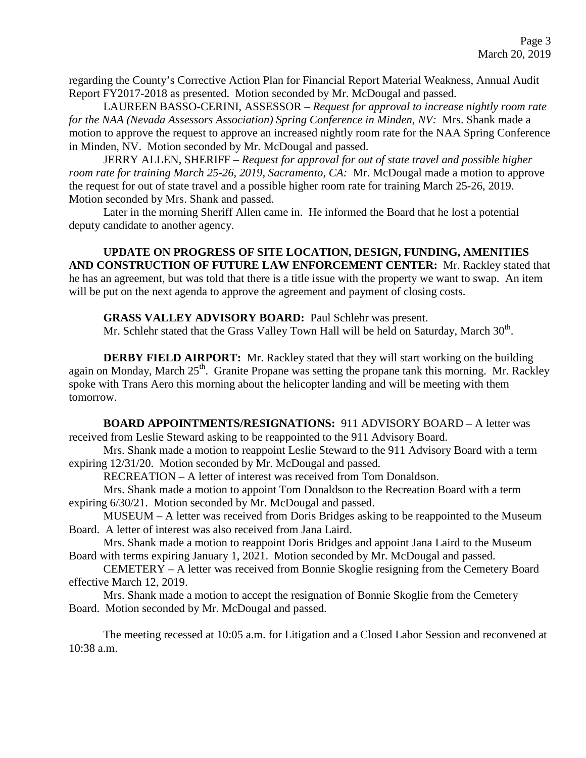regarding the County's Corrective Action Plan for Financial Report Material Weakness, Annual Audit Report FY2017-2018 as presented. Motion seconded by Mr. McDougal and passed.

LAUREEN BASSO-CERINI, ASSESSOR – *Request for approval to increase nightly room rate for the NAA (Nevada Assessors Association) Spring Conference in Minden, NV:* Mrs. Shank made a motion to approve the request to approve an increased nightly room rate for the NAA Spring Conference in Minden, NV. Motion seconded by Mr. McDougal and passed.

JERRY ALLEN, SHERIFF – *Request for approval for out of state travel and possible higher room rate for training March 25-26, 2019, Sacramento, CA:* Mr. McDougal made a motion to approve the request for out of state travel and a possible higher room rate for training March 25-26, 2019. Motion seconded by Mrs. Shank and passed.

Later in the morning Sheriff Allen came in. He informed the Board that he lost a potential deputy candidate to another agency.

**UPDATE ON PROGRESS OF SITE LOCATION, DESIGN, FUNDING, AMENITIES AND CONSTRUCTION OF FUTURE LAW ENFORCEMENT CENTER:** Mr. Rackley stated that he has an agreement, but was told that there is a title issue with the property we want to swap. An item will be put on the next agenda to approve the agreement and payment of closing costs.

**GRASS VALLEY ADVISORY BOARD:** Paul Schlehr was present.

Mr. Schlehr stated that the Grass Valley Town Hall will be held on Saturday, March 30th.

**DERBY FIELD AIRPORT:** Mr. Rackley stated that they will start working on the building again on Monday, March 25th. Granite Propane was setting the propane tank this morning. Mr. Rackley spoke with Trans Aero this morning about the helicopter landing and will be meeting with them tomorrow.

**BOARD APPOINTMENTS/RESIGNATIONS:** 911 ADVISORY BOARD – A letter was received from Leslie Steward asking to be reappointed to the 911 Advisory Board.

Mrs. Shank made a motion to reappoint Leslie Steward to the 911 Advisory Board with a term expiring 12/31/20. Motion seconded by Mr. McDougal and passed.

RECREATION – A letter of interest was received from Tom Donaldson.

Mrs. Shank made a motion to appoint Tom Donaldson to the Recreation Board with a term expiring 6/30/21. Motion seconded by Mr. McDougal and passed.

MUSEUM – A letter was received from Doris Bridges asking to be reappointed to the Museum Board. A letter of interest was also received from Jana Laird.

Mrs. Shank made a motion to reappoint Doris Bridges and appoint Jana Laird to the Museum Board with terms expiring January 1, 2021. Motion seconded by Mr. McDougal and passed.

CEMETERY – A letter was received from Bonnie Skoglie resigning from the Cemetery Board effective March 12, 2019.

Mrs. Shank made a motion to accept the resignation of Bonnie Skoglie from the Cemetery Board. Motion seconded by Mr. McDougal and passed.

The meeting recessed at 10:05 a.m. for Litigation and a Closed Labor Session and reconvened at 10:38 a.m.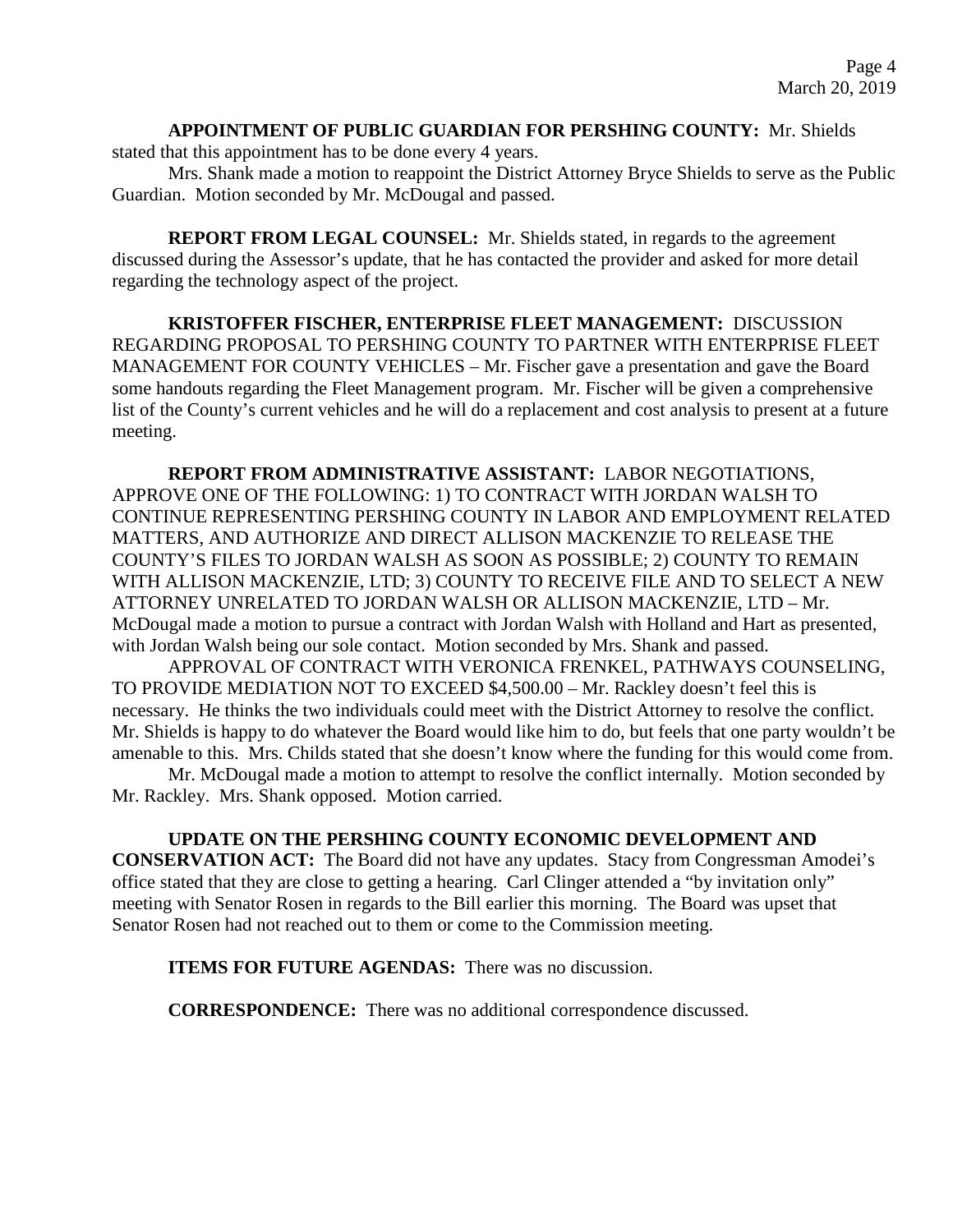**APPOINTMENT OF PUBLIC GUARDIAN FOR PERSHING COUNTY:** Mr. Shields stated that this appointment has to be done every 4 years.

Mrs. Shank made a motion to reappoint the District Attorney Bryce Shields to serve as the Public Guardian. Motion seconded by Mr. McDougal and passed.

**REPORT FROM LEGAL COUNSEL:** Mr. Shields stated, in regards to the agreement discussed during the Assessor's update, that he has contacted the provider and asked for more detail regarding the technology aspect of the project.

**KRISTOFFER FISCHER, ENTERPRISE FLEET MANAGEMENT:** DISCUSSION REGARDING PROPOSAL TO PERSHING COUNTY TO PARTNER WITH ENTERPRISE FLEET MANAGEMENT FOR COUNTY VEHICLES – Mr. Fischer gave a presentation and gave the Board some handouts regarding the Fleet Management program. Mr. Fischer will be given a comprehensive list of the County's current vehicles and he will do a replacement and cost analysis to present at a future meeting.

**REPORT FROM ADMINISTRATIVE ASSISTANT:** LABOR NEGOTIATIONS, APPROVE ONE OF THE FOLLOWING: 1) TO CONTRACT WITH JORDAN WALSH TO CONTINUE REPRESENTING PERSHING COUNTY IN LABOR AND EMPLOYMENT RELATED MATTERS, AND AUTHORIZE AND DIRECT ALLISON MACKENZIE TO RELEASE THE COUNTY'S FILES TO JORDAN WALSH AS SOON AS POSSIBLE; 2) COUNTY TO REMAIN WITH ALLISON MACKENZIE, LTD; 3) COUNTY TO RECEIVE FILE AND TO SELECT A NEW ATTORNEY UNRELATED TO JORDAN WALSH OR ALLISON MACKENZIE, LTD – Mr. McDougal made a motion to pursue a contract with Jordan Walsh with Holland and Hart as presented, with Jordan Walsh being our sole contact. Motion seconded by Mrs. Shank and passed.

APPROVAL OF CONTRACT WITH VERONICA FRENKEL, PATHWAYS COUNSELING, TO PROVIDE MEDIATION NOT TO EXCEED $4,500.00 – Mr. Rackley doesn't feel this is necessary. He thinks the two individuals could meet with the District Attorney to resolve the conflict. Mr. Shields is happy to do whatever the Board would like him to do, but feels that one party wouldn't be amenable to this. Mrs. Childs stated that she doesn't know where the funding for this would come from.

Mr. McDougal made a motion to attempt to resolve the conflict internally. Motion seconded by Mr. Rackley. Mrs. Shank opposed. Motion carried.

**UPDATE ON THE PERSHING COUNTY ECONOMIC DEVELOPMENT AND CONSERVATION ACT:** The Board did not have any updates. Stacy from Congressman Amodei's office stated that they are close to getting a hearing. Carl Clinger attended a "by invitation only" meeting with Senator Rosen in regards to the Bill earlier this morning. The Board was upset that Senator Rosen had not reached out to them or come to the Commission meeting.

**ITEMS FOR FUTURE AGENDAS:** There was no discussion.

**CORRESPONDENCE:** There was no additional correspondence discussed.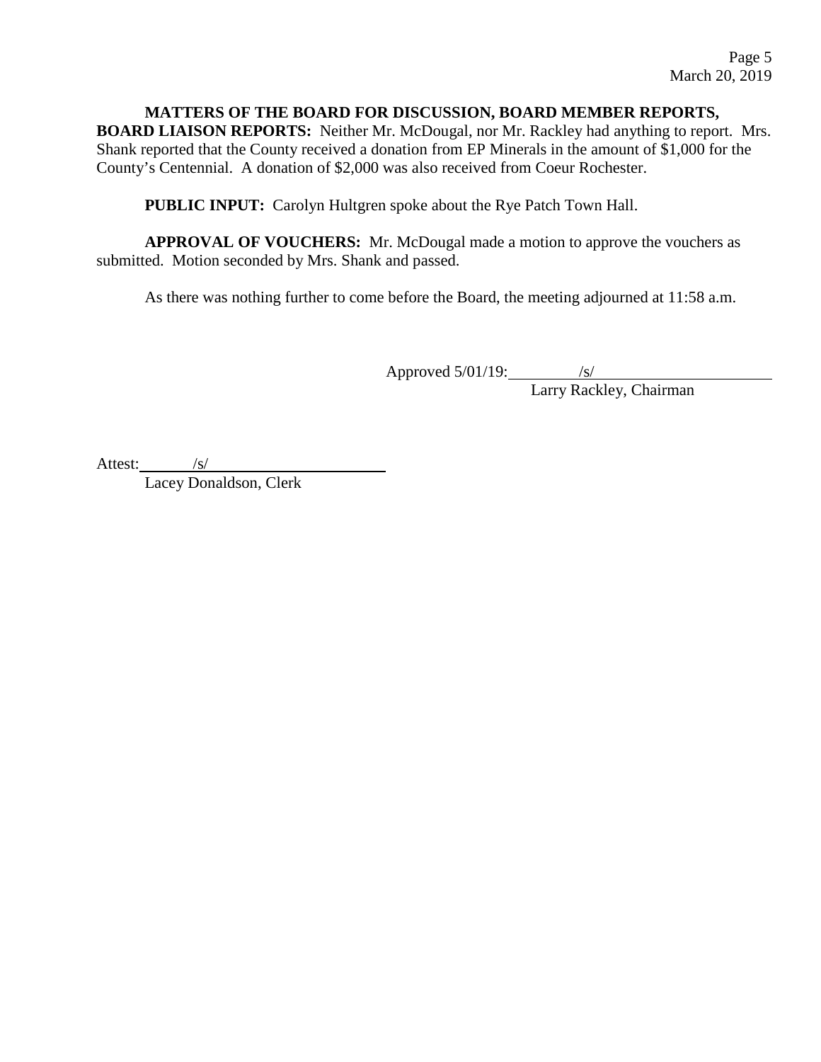**MATTERS OF THE BOARD FOR DISCUSSION, BOARD MEMBER REPORTS, BOARD LIAISON REPORTS:** Neither Mr. McDougal, nor Mr. Rackley had anything to report. Mrs. Shank reported that the County received a donation from EP Minerals in the amount of $1,000 for the County's Centennial. A donation of $2,000 was also received from Coeur Rochester.

**PUBLIC INPUT:** Carolyn Hultgren spoke about the Rye Patch Town Hall.

**APPROVAL OF VOUCHERS:** Mr. McDougal made a motion to approve the vouchers as submitted. Motion seconded by Mrs. Shank and passed.

As there was nothing further to come before the Board, the meeting adjourned at 11:58 a.m.

Approved 5/01/19: /s/
Larry Rackley, Chairman

Attest: /s/
Lacey Donaldson, Clerk